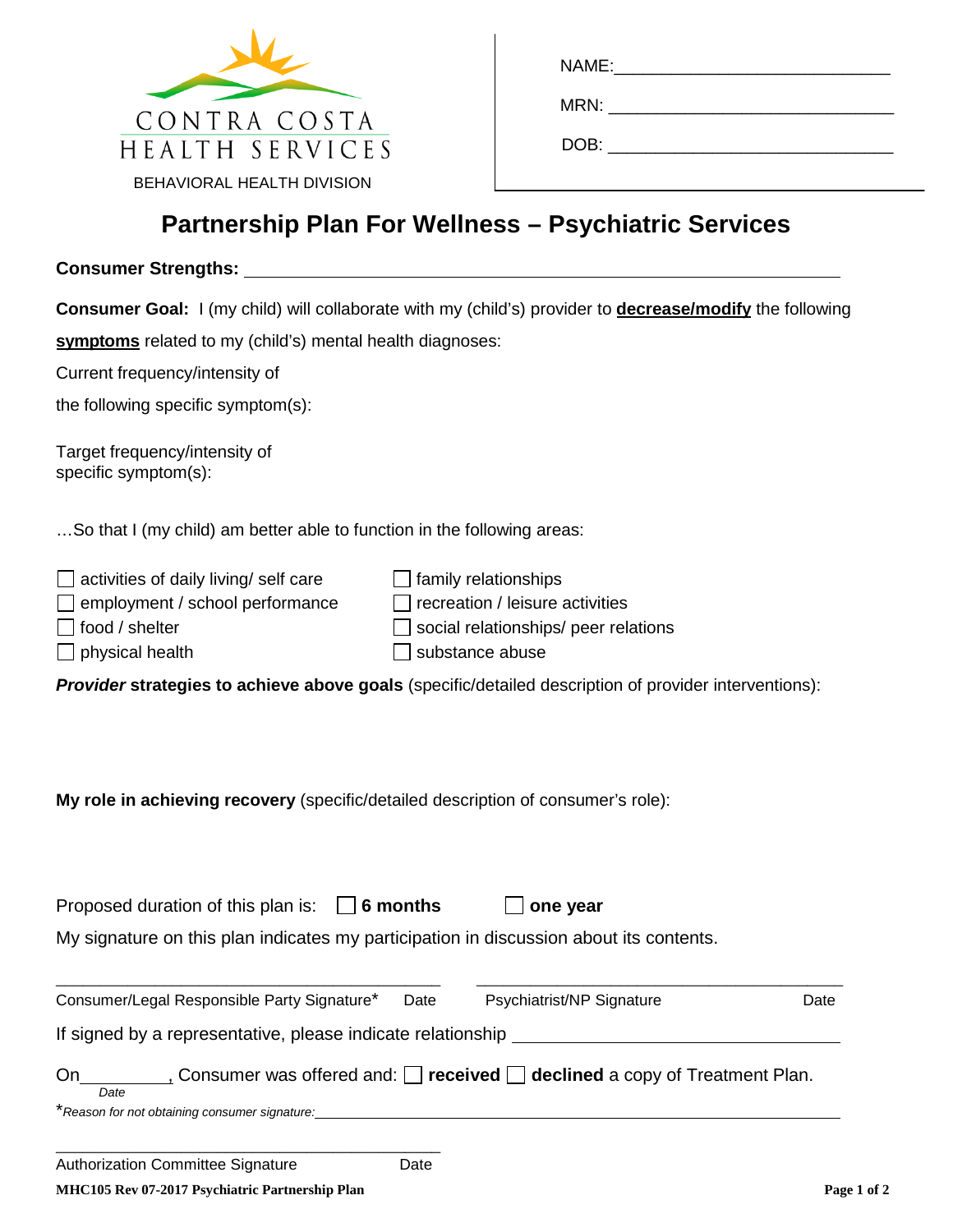CONTRA COSTA
HEALTH SERVICES
BEHAVIORAL HEALTH DIVISION

NAME: ______________________________

MRN: ______________________________

DOB: ______________________________

# Partnership Plan For Wellness – Psychiatric Services

**Consumer Strengths:** ____________________________________________________________

**Consumer Goal:** I (my child) will collaborate with my (child's) provider to **decrease/modify** the following **symptoms** related to my (child's) mental health diagnoses:

Current frequency/intensity of
the following specific symptom(s):

Target frequency/intensity of
specific symptom(s):

…So that I (my child) am better able to function in the following areas:

- ☐ activities of daily living/ self care
- ☐ employment / school performance
- ☐ food / shelter
- ☐ physical health
- ☐ family relationships
- ☐ recreation / leisure activities
- ☐ social relationships/ peer relations
- ☐ substance abuse

***Provider* strategies to achieve above goals** (specific/detailed description of provider interventions):

**My role in achieving recovery** (specific/detailed description of consumer's role):

Proposed duration of this plan is: ☐ **6 months** ☐ **one year**

My signature on this plan indicates my participation in discussion about its contents.

______________________________________________ ______________________________________________
Consumer/Legal Responsible Party Signature* Date Psychiatrist/NP Signature Date

If signed by a representative, please indicate relationship ______________________________

On__________, Consumer was offered and: ☐ **received** ☐ **declined** a copy of Treatment Plan.
*Date*

**Reason for not obtaining consumer signature:* ________________________________________

______________________________________________
Authorization Committee Signature Date

**MHC105 Rev 07-2017 Psychiatric Partnership Plan**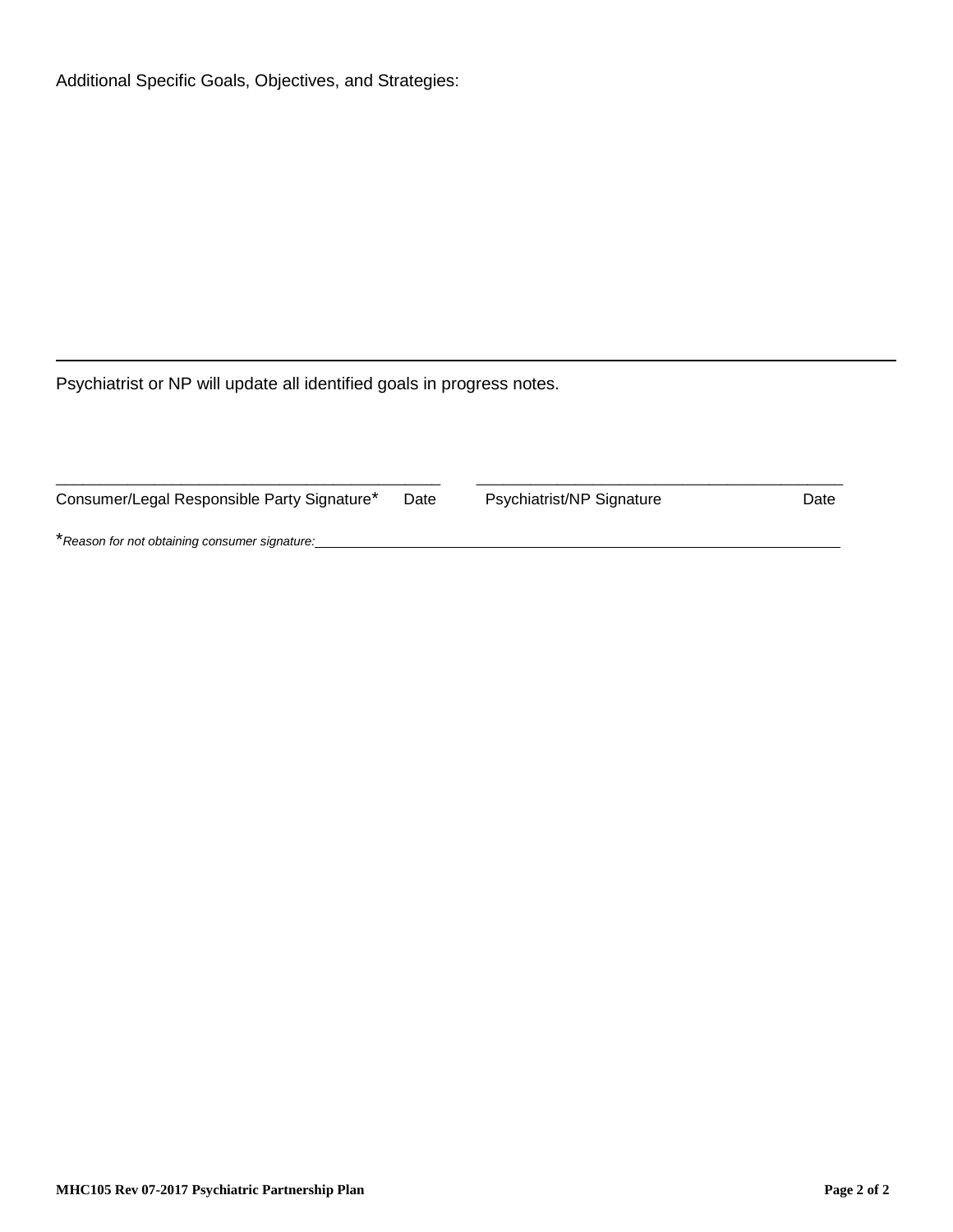Additional Specific Goals, Objectives, and Strategies:

---

Psychiatrist or NP will update all identified goals in progress notes.

| | |
|---|---|
| ________________________________________ | ________________________________________ |
| Consumer/Legal Responsible Party Signature* Date | Psychiatrist/NP Signature Date |

**Reason for not obtaining consumer signature:** ________________________________________

*The asterisk (*) on the consumer signature line refers to this field.*

MHC105 Rev 07-2017 Psychiatric Partnership Plan